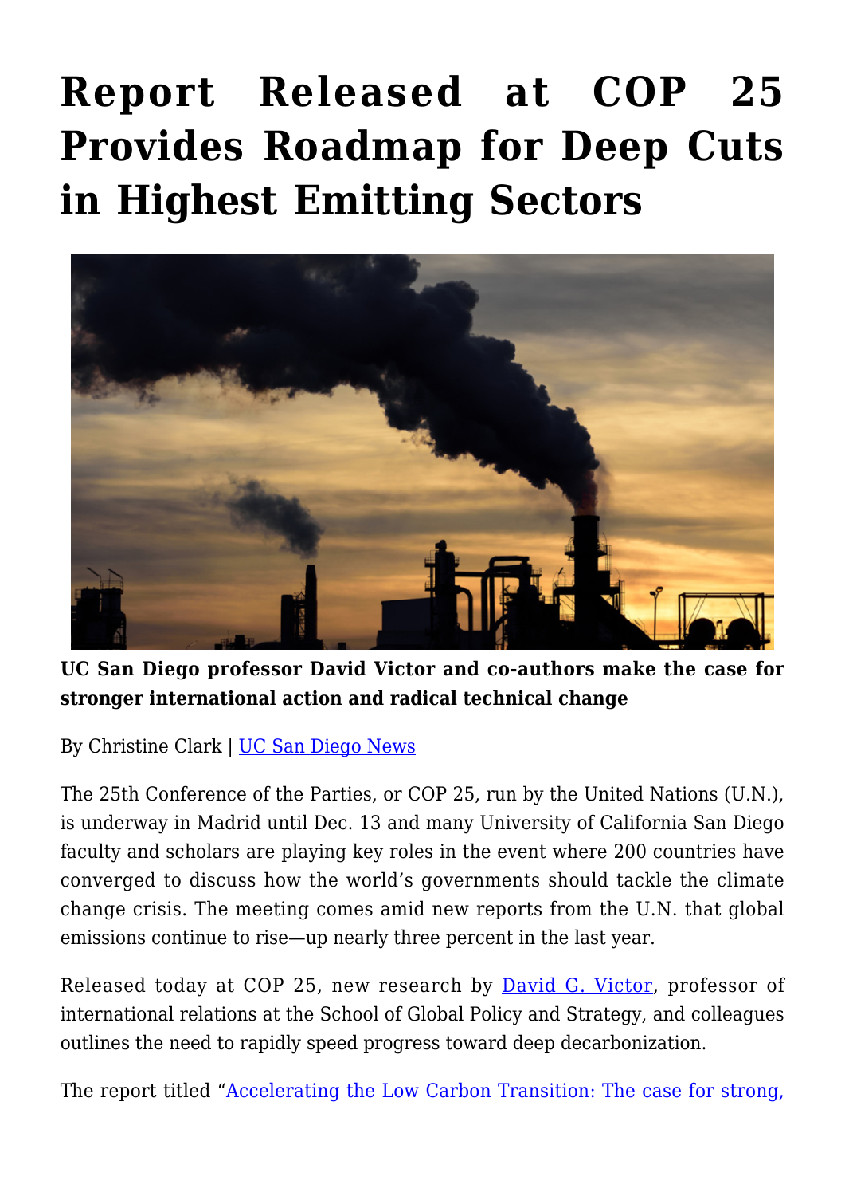# Report Released at COP 25 Provides Roadmap for Deep Cuts in Highest Emitting Sectors

**UC San Diego professor David Victor and co-authors make the case for stronger international action and radical technical change**

By Christine Clark | [UC San Diego News]()

The 25th Conference of the Parties, or COP 25, run by the United Nations (U.N.), is underway in Madrid until Dec. 13 and many University of California San Diego faculty and scholars are playing key roles in the event where 200 countries have converged to discuss how the world's governments should tackle the climate change crisis. The meeting comes amid new reports from the U.N. that global emissions continue to rise—up nearly three percent in the last year.

Released today at COP 25, new research by [David G. Victor](), professor of international relations at the School of Global Policy and Strategy, and colleagues outlines the need to rapidly speed progress toward deep decarbonization.

The report titled "[Accelerating the Low Carbon Transition: The case for strong,]()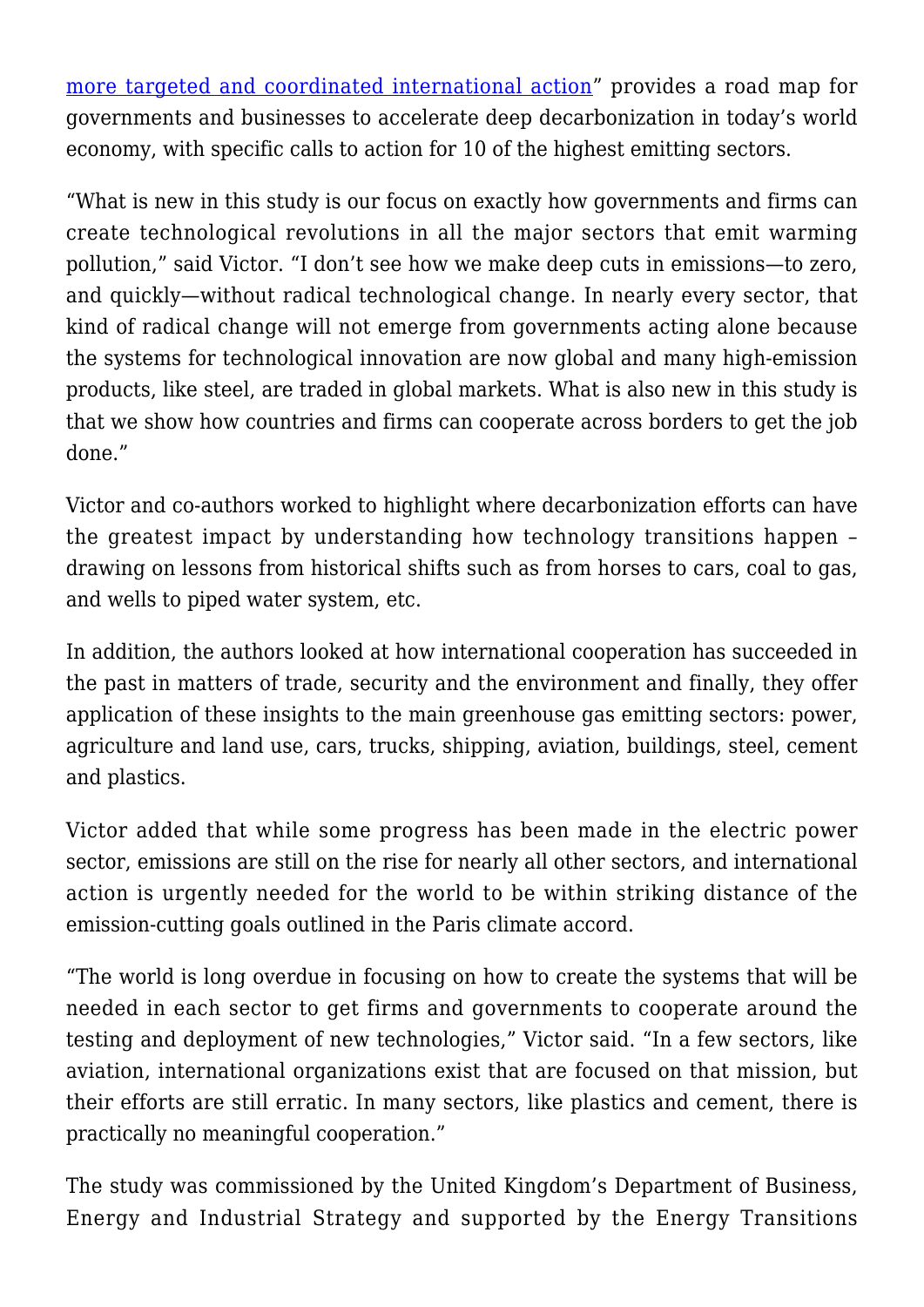more targeted and coordinated international action" provides a road map for governments and businesses to accelerate deep decarbonization in today's world economy, with specific calls to action for 10 of the highest emitting sectors.

"What is new in this study is our focus on exactly how governments and firms can create technological revolutions in all the major sectors that emit warming pollution," said Victor. "I don't see how we make deep cuts in emissions—to zero, and quickly—without radical technological change. In nearly every sector, that kind of radical change will not emerge from governments acting alone because the systems for technological innovation are now global and many high-emission products, like steel, are traded in global markets. What is also new in this study is that we show how countries and firms can cooperate across borders to get the job done."

Victor and co-authors worked to highlight where decarbonization efforts can have the greatest impact by understanding how technology transitions happen – drawing on lessons from historical shifts such as from horses to cars, coal to gas, and wells to piped water system, etc.

In addition, the authors looked at how international cooperation has succeeded in the past in matters of trade, security and the environment and finally, they offer application of these insights to the main greenhouse gas emitting sectors: power, agriculture and land use, cars, trucks, shipping, aviation, buildings, steel, cement and plastics.

Victor added that while some progress has been made in the electric power sector, emissions are still on the rise for nearly all other sectors, and international action is urgently needed for the world to be within striking distance of the emission-cutting goals outlined in the Paris climate accord.

"The world is long overdue in focusing on how to create the systems that will be needed in each sector to get firms and governments to cooperate around the testing and deployment of new technologies," Victor said. "In a few sectors, like aviation, international organizations exist that are focused on that mission, but their efforts are still erratic. In many sectors, like plastics and cement, there is practically no meaningful cooperation."

The study was commissioned by the United Kingdom's Department of Business, Energy and Industrial Strategy and supported by the Energy Transitions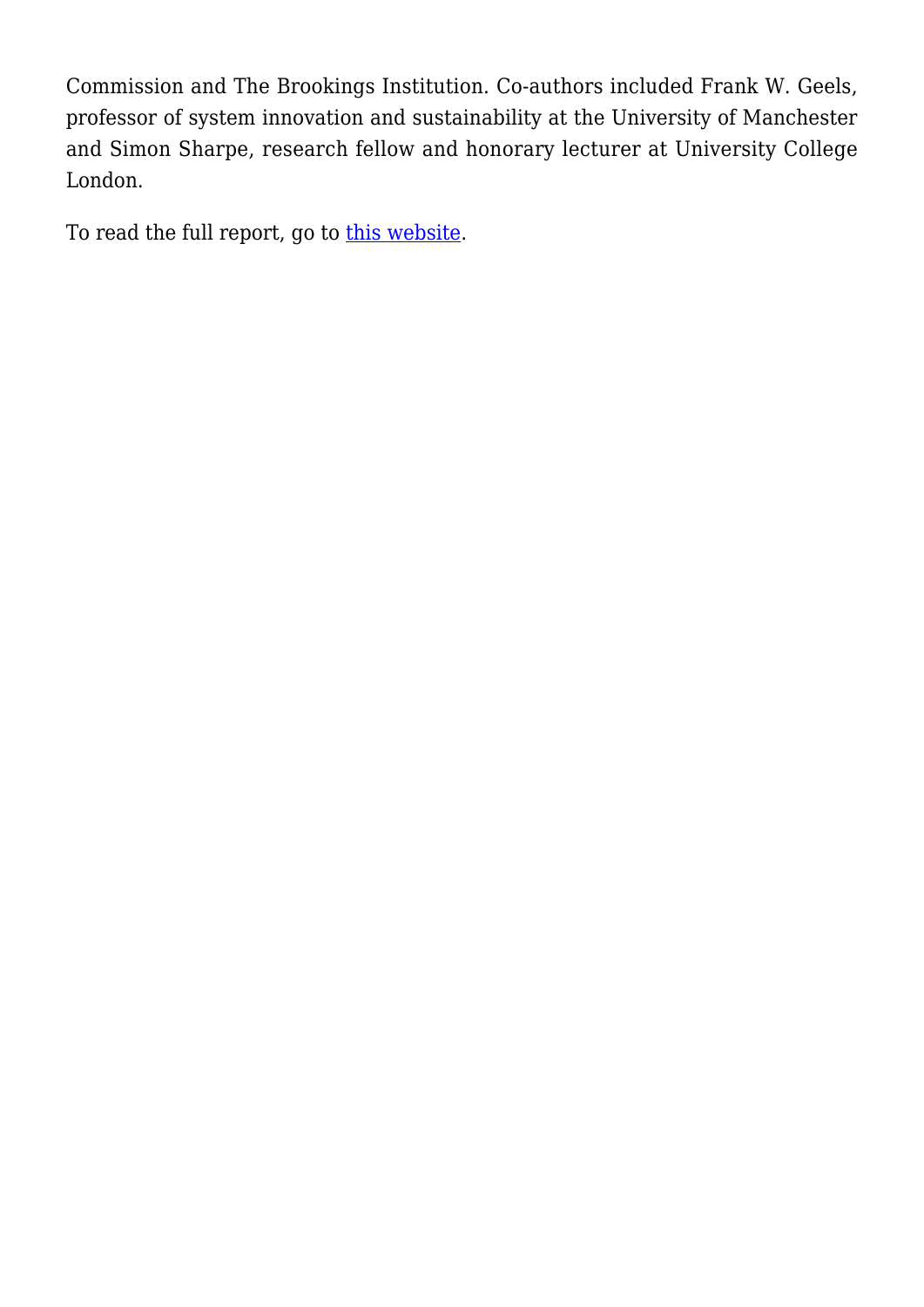Commission and The Brookings Institution. Co-authors included Frank W. Geels, professor of system innovation and sustainability at the University of Manchester and Simon Sharpe, research fellow and honorary lecturer at University College London.

To read the full report, go to this website.